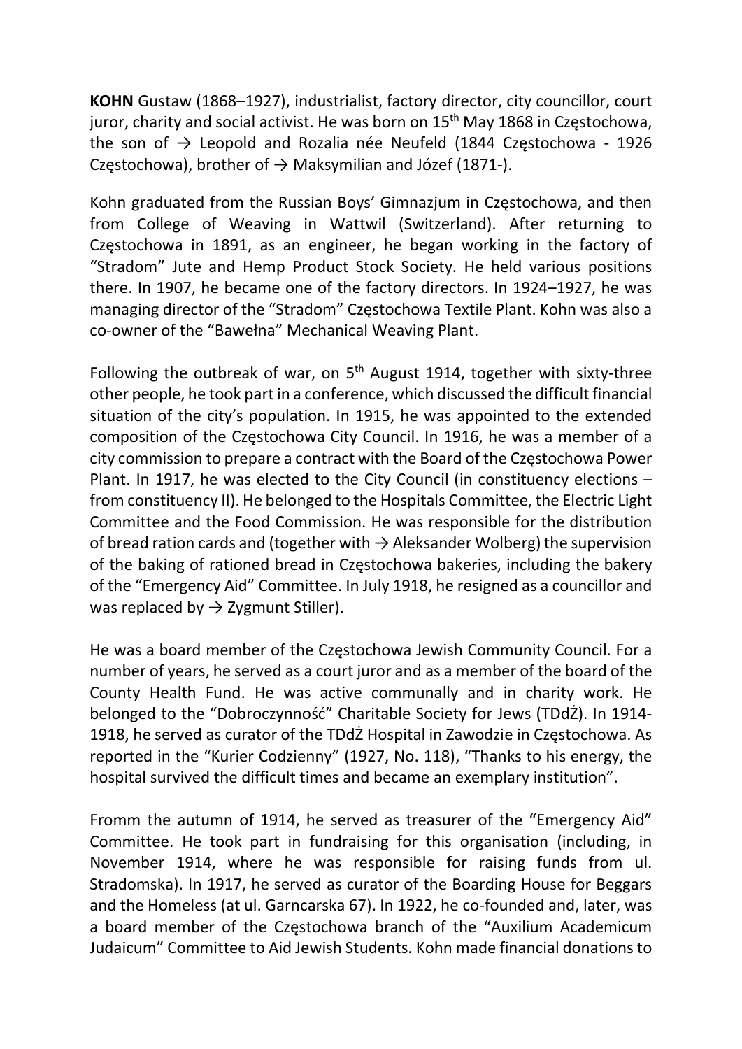**KOHN** Gustaw (1868–1927), industrialist, factory director, city councillor, court juror, charity and social activist. He was born on 15th May 1868 in Częstochowa, the son of → Leopold and Rozalia née Neufeld (1844 Częstochowa - 1926 Częstochowa), brother of → Maksymilian and Józef (1871-).

Kohn graduated from the Russian Boys' Gimnazjum in Częstochowa, and then from College of Weaving in Wattwil (Switzerland). After returning to Częstochowa in 1891, as an engineer, he began working in the factory of "Stradom" Jute and Hemp Product Stock Society. He held various positions there. In 1907, he became one of the factory directors. In 1924–1927, he was managing director of the "Stradom" Częstochowa Textile Plant. Kohn was also a co-owner of the "Bawełna" Mechanical Weaving Plant.

Following the outbreak of war, on 5th August 1914, together with sixty-three other people, he took part in a conference, which discussed the difficult financial situation of the city's population. In 1915, he was appointed to the extended composition of the Częstochowa City Council. In 1916, he was a member of a city commission to prepare a contract with the Board of the Częstochowa Power Plant. In 1917, he was elected to the City Council (in constituency elections – from constituency II). He belonged to the Hospitals Committee, the Electric Light Committee and the Food Commission. He was responsible for the distribution of bread ration cards and (together with → Aleksander Wolberg) the supervision of the baking of rationed bread in Częstochowa bakeries, including the bakery of the "Emergency Aid" Committee. In July 1918, he resigned as a councillor and was replaced by → Zygmunt Stiller).

He was a board member of the Częstochowa Jewish Community Council. For a number of years, he served as a court juror and as a member of the board of the County Health Fund. He was active communally and in charity work. He belonged to the "Dobroczynność" Charitable Society for Jews (TDdŻ). In 1914-1918, he served as curator of the TDdŻ Hospital in Zawodzie in Częstochowa. As reported in the "Kurier Codzienny" (1927, No. 118), "Thanks to his energy, the hospital survived the difficult times and became an exemplary institution".

Fromm the autumn of 1914, he served as treasurer of the "Emergency Aid" Committee. He took part in fundraising for this organisation (including, in November 1914, where he was responsible for raising funds from ul. Stradomska). In 1917, he served as curator of the Boarding House for Beggars and the Homeless (at ul. Garncarska 67). In 1922, he co-founded and, later, was a board member of the Częstochowa branch of the "Auxilium Academicum Judaicum" Committee to Aid Jewish Students. Kohn made financial donations to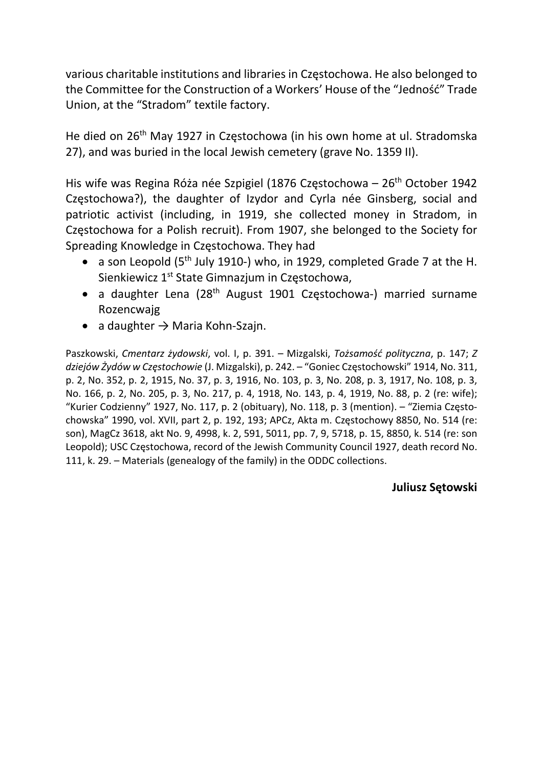various charitable institutions and libraries in Częstochowa. He also belonged to the Committee for the Construction of a Workers' House of the "Jedność" Trade Union, at the "Stradom" textile factory.

He died on 26th May 1927 in Częstochowa (in his own home at ul. Stradomska 27), and was buried in the local Jewish cemetery (grave No. 1359 II).

His wife was Regina Róża née Szpigiel (1876 Częstochowa – 26th October 1942 Częstochowa?), the daughter of Izydor and Cyrla née Ginsberg, social and patriotic activist (including, in 1919, she collected money in Stradom, in Częstochowa for a Polish recruit). From 1907, she belonged to the Society for Spreading Knowledge in Częstochowa. They had

- a son Leopold (5th July 1910-) who, in 1929, completed Grade 7 at the H. Sienkiewicz 1st State Gimnazjum in Częstochowa,
- a daughter Lena (28th August 1901 Częstochowa-) married surname Rozencwajg
- a daughter → Maria Kohn-Szajn.

Paszkowski, *Cmentarz żydowski*, vol. I, p. 391. – Mizgalski, *Tożsamość polityczna*, p. 147; *Z dziejów Żydów w Częstochowie* (J. Mizgalski), p. 242. – "Goniec Częstochowski" 1914, No. 311, p. 2, No. 352, p. 2, 1915, No. 37, p. 3, 1916, No. 103, p. 3, No. 208, p. 3, 1917, No. 108, p. 3, No. 166, p. 2, No. 205, p. 3, No. 217, p. 4, 1918, No. 143, p. 4, 1919, No. 88, p. 2 (re: wife); "Kurier Codzienny" 1927, No. 117, p. 2 (obituary), No. 118, p. 3 (mention). – "Ziemia Częstochowska" 1990, vol. XVII, part 2, p. 192, 193; APCz, Akta m. Częstochowy 8850, No. 514 (re: son), MagCz 3618, akt No. 9, 4998, k. 2, 591, 5011, pp. 7, 9, 5718, p. 15, 8850, k. 514 (re: son Leopold); USC Częstochowa, record of the Jewish Community Council 1927, death record No. 111, k. 29. – Materials (genealogy of the family) in the ODDC collections.

**Juliusz Sętowski**